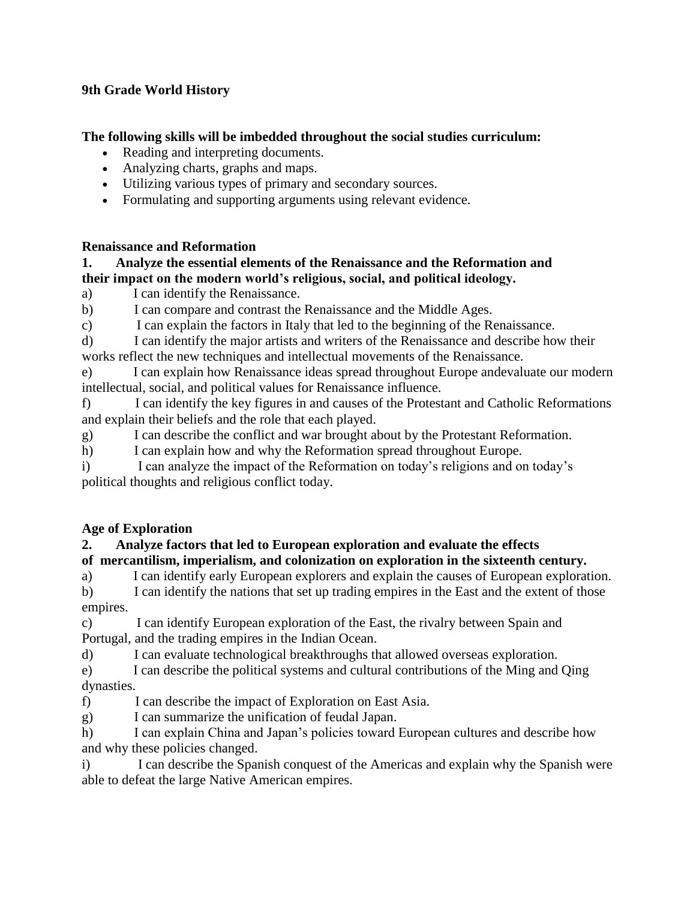**9th Grade World History**

**The following skills will be imbedded throughout the social studies curriculum:**

- Reading and interpreting documents.
- Analyzing charts, graphs and maps.
- Utilizing various types of primary and secondary sources.
- Formulating and supporting arguments using relevant evidence.

**Renaissance and Reformation**

**1. Analyze the essential elements of the Renaissance and the Reformation and their impact on the modern world's religious, social, and political ideology.**

a) I can identify the Renaissance.

b) I can compare and contrast the Renaissance and the Middle Ages.

c) I can explain the factors in Italy that led to the beginning of the Renaissance.

d) I can identify the major artists and writers of the Renaissance and describe how their works reflect the new techniques and intellectual movements of the Renaissance.

e) I can explain how Renaissance ideas spread throughout Europe andevaluate our modern intellectual, social, and political values for Renaissance influence.

f) I can identify the key figures in and causes of the Protestant and Catholic Reformations and explain their beliefs and the role that each played.

g) I can describe the conflict and war brought about by the Protestant Reformation.

h) I can explain how and why the Reformation spread throughout Europe.

i) I can analyze the impact of the Reformation on today's religions and on today's political thoughts and religious conflict today.

**Age of Exploration**

**2. Analyze factors that led to European exploration and evaluate the effects of mercantilism, imperialism, and colonization on exploration in the sixteenth century.**

a) I can identify early European explorers and explain the causes of European exploration.

b) I can identify the nations that set up trading empires in the East and the extent of those empires.

c) I can identify European exploration of the East, the rivalry between Spain and Portugal, and the trading empires in the Indian Ocean.

d) I can evaluate technological breakthroughs that allowed overseas exploration.

e) I can describe the political systems and cultural contributions of the Ming and Qing dynasties.

f) I can describe the impact of Exploration on East Asia.

g) I can summarize the unification of feudal Japan.

h) I can explain China and Japan's policies toward European cultures and describe how and why these policies changed.

i) I can describe the Spanish conquest of the Americas and explain why the Spanish were able to defeat the large Native American empires.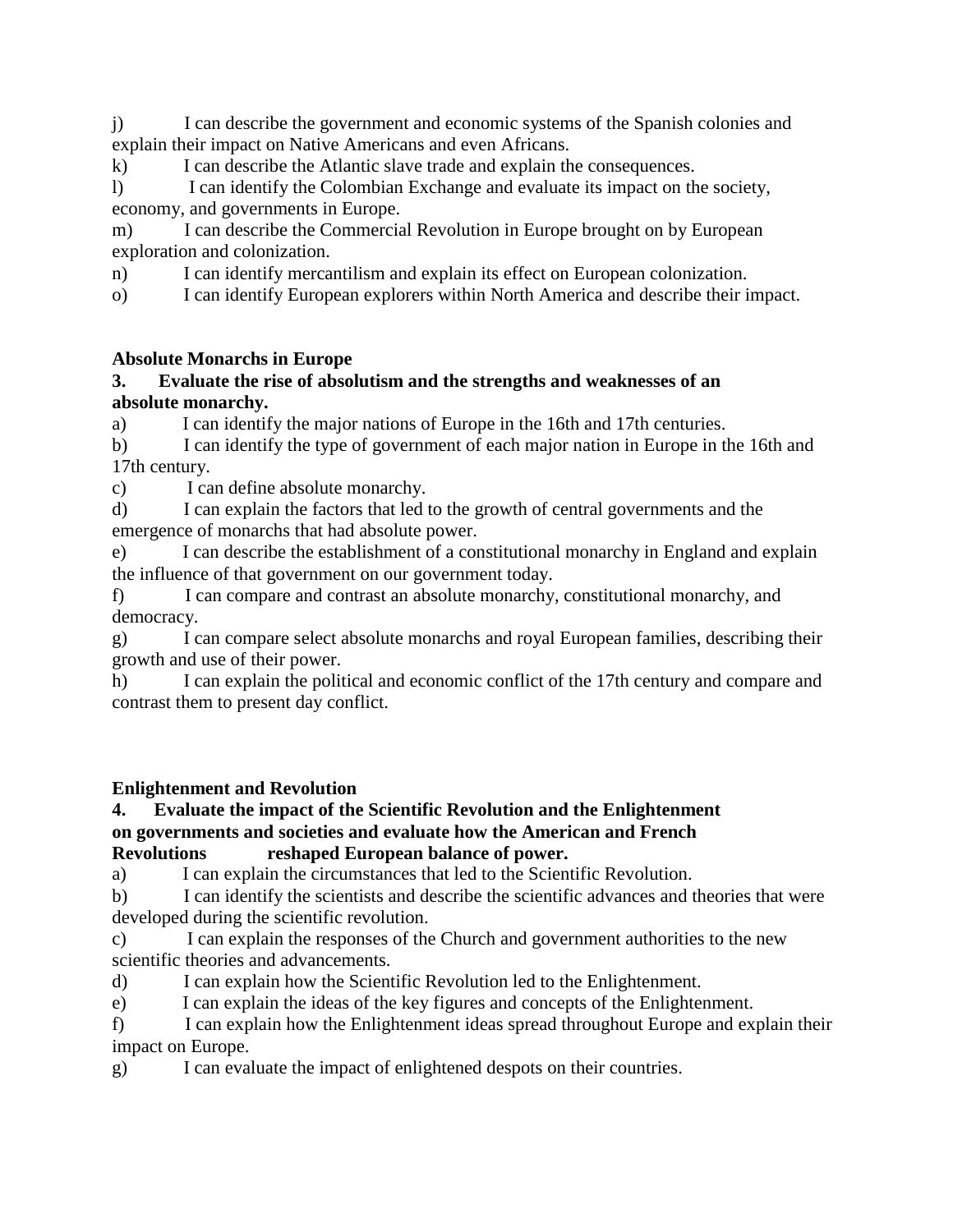j) I can describe the government and economic systems of the Spanish colonies and explain their impact on Native Americans and even Africans.

k) I can describe the Atlantic slave trade and explain the consequences.

l) I can identify the Colombian Exchange and evaluate its impact on the society, economy, and governments in Europe.

m) I can describe the Commercial Revolution in Europe brought on by European exploration and colonization.

n) I can identify mercantilism and explain its effect on European colonization.

o) I can identify European explorers within North America and describe their impact.

**Absolute Monarchs in Europe**

**3. Evaluate the rise of absolutism and the strengths and weaknesses of an absolute monarchy.**

a) I can identify the major nations of Europe in the 16th and 17th centuries.

b) I can identify the type of government of each major nation in Europe in the 16th and 17th century.

c) I can define absolute monarchy.

d) I can explain the factors that led to the growth of central governments and the emergence of monarchs that had absolute power.

e) I can describe the establishment of a constitutional monarchy in England and explain the influence of that government on our government today.

f) I can compare and contrast an absolute monarchy, constitutional monarchy, and democracy.

g) I can compare select absolute monarchs and royal European families, describing their growth and use of their power.

h) I can explain the political and economic conflict of the 17th century and compare and contrast them to present day conflict.

**Enlightenment and Revolution**

**4. Evaluate the impact of the Scientific Revolution and the Enlightenment on governments and societies and evaluate how the American and French Revolutions reshaped European balance of power.**

a) I can explain the circumstances that led to the Scientific Revolution.

b) I can identify the scientists and describe the scientific advances and theories that were developed during the scientific revolution.

c) I can explain the responses of the Church and government authorities to the new scientific theories and advancements.

d) I can explain how the Scientific Revolution led to the Enlightenment.

e) I can explain the ideas of the key figures and concepts of the Enlightenment.

f) I can explain how the Enlightenment ideas spread throughout Europe and explain their impact on Europe.

g) I can evaluate the impact of enlightened despots on their countries.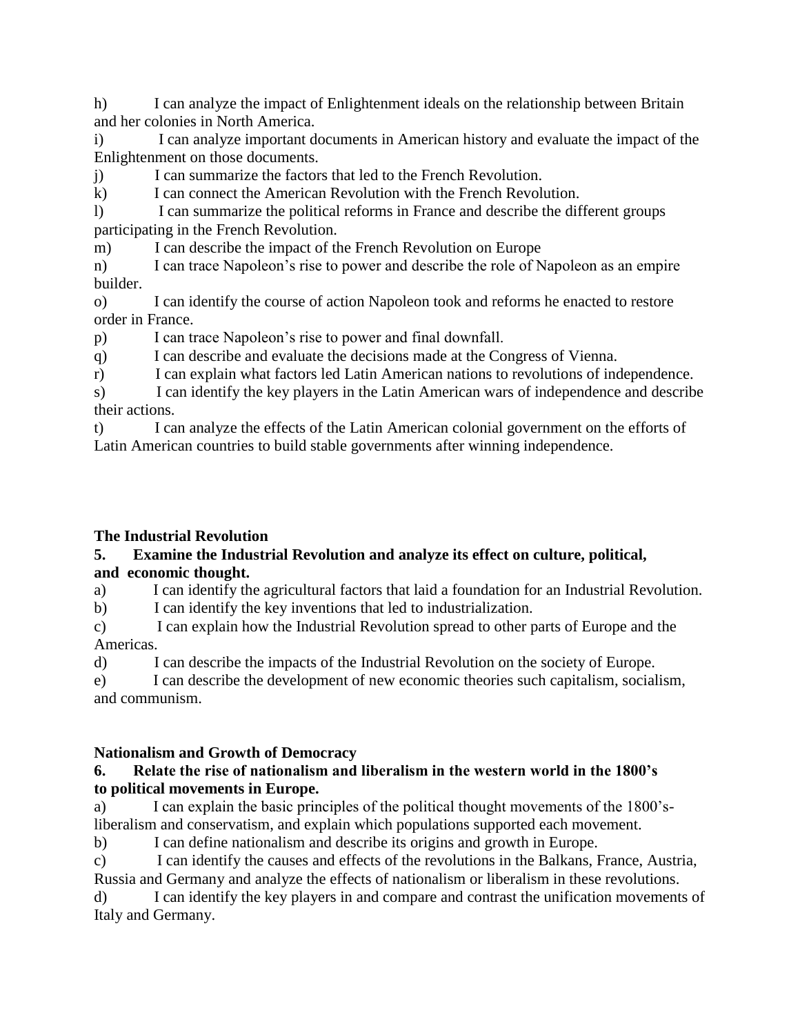h) I can analyze the impact of Enlightenment ideals on the relationship between Britain and her colonies in North America.

i) I can analyze important documents in American history and evaluate the impact of the Enlightenment on those documents.

j) I can summarize the factors that led to the French Revolution.

k) I can connect the American Revolution with the French Revolution.

l) I can summarize the political reforms in France and describe the different groups participating in the French Revolution.

m) I can describe the impact of the French Revolution on Europe

n) I can trace Napoleon's rise to power and describe the role of Napoleon as an empire builder.

o) I can identify the course of action Napoleon took and reforms he enacted to restore order in France.

p) I can trace Napoleon's rise to power and final downfall.

q) I can describe and evaluate the decisions made at the Congress of Vienna.

r) I can explain what factors led Latin American nations to revolutions of independence.

s) I can identify the key players in the Latin American wars of independence and describe their actions.

t) I can analyze the effects of the Latin American colonial government on the efforts of Latin American countries to build stable governments after winning independence.

**The Industrial Revolution**

**5. Examine the Industrial Revolution and analyze its effect on culture, political, and economic thought.**

a) I can identify the agricultural factors that laid a foundation for an Industrial Revolution.

b) I can identify the key inventions that led to industrialization.

c) I can explain how the Industrial Revolution spread to other parts of Europe and the Americas.

d) I can describe the impacts of the Industrial Revolution on the society of Europe.

e) I can describe the development of new economic theories such capitalism, socialism, and communism.

**Nationalism and Growth of Democracy**

**6. Relate the rise of nationalism and liberalism in the western world in the 1800's to political movements in Europe.**

a) I can explain the basic principles of the political thought movements of the 1800's-liberalism and conservatism, and explain which populations supported each movement.

b) I can define nationalism and describe its origins and growth in Europe.

c) I can identify the causes and effects of the revolutions in the Balkans, France, Austria, Russia and Germany and analyze the effects of nationalism or liberalism in these revolutions.

d) I can identify the key players in and compare and contrast the unification movements of Italy and Germany.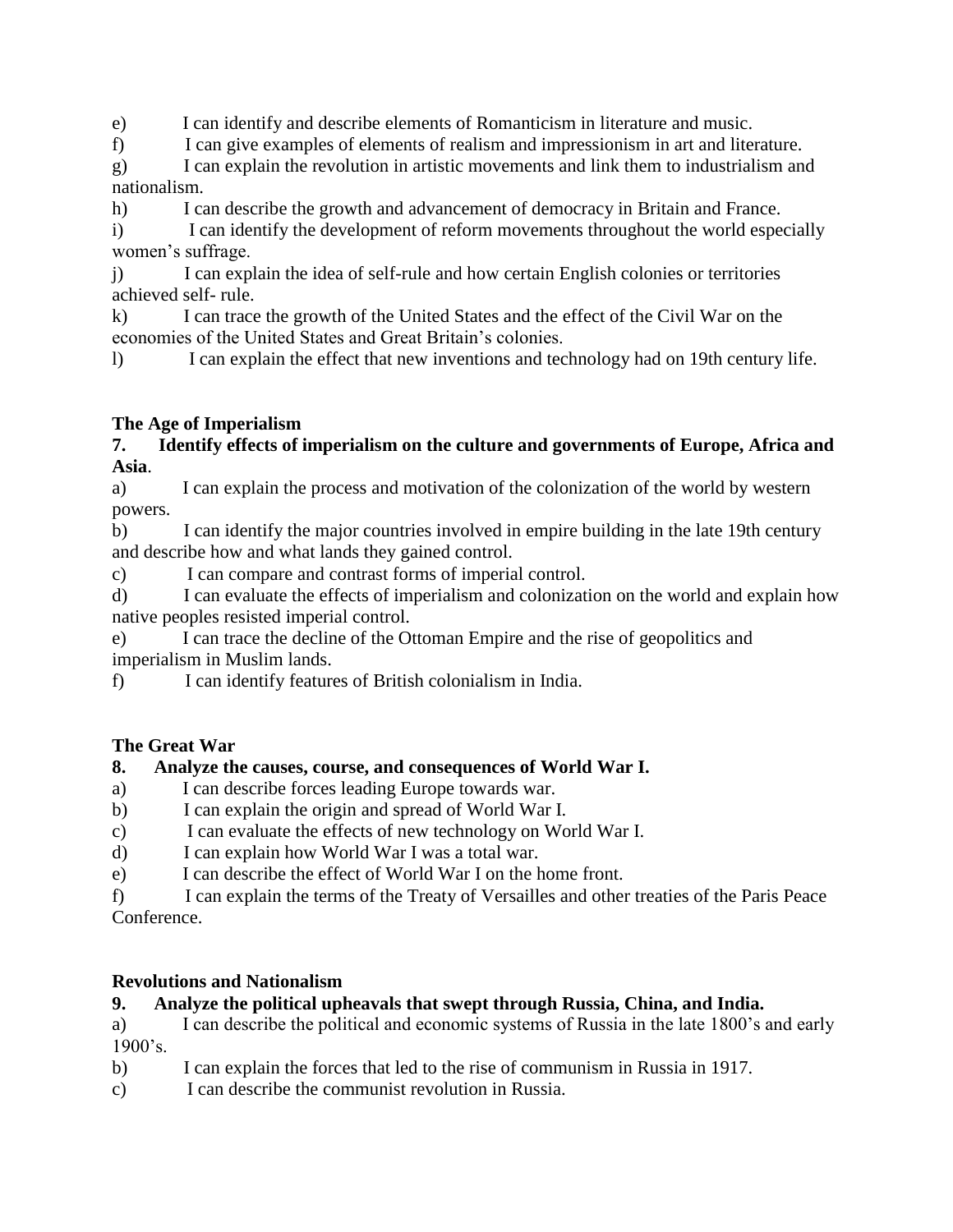e) I can identify and describe elements of Romanticism in literature and music.

f) I can give examples of elements of realism and impressionism in art and literature.

g) I can explain the revolution in artistic movements and link them to industrialism and nationalism.

h) I can describe the growth and advancement of democracy in Britain and France.

i) I can identify the development of reform movements throughout the world especially women's suffrage.

j) I can explain the idea of self-rule and how certain English colonies or territories achieved self- rule.

k) I can trace the growth of the United States and the effect of the Civil War on the economies of the United States and Great Britain's colonies.

l) I can explain the effect that new inventions and technology had on 19th century life.

**The Age of Imperialism**

**7. Identify effects of imperialism on the culture and governments of Europe, Africa and Asia**.

a) I can explain the process and motivation of the colonization of the world by western powers.

b) I can identify the major countries involved in empire building in the late 19th century and describe how and what lands they gained control.

c) I can compare and contrast forms of imperial control.

d) I can evaluate the effects of imperialism and colonization on the world and explain how native peoples resisted imperial control.

e) I can trace the decline of the Ottoman Empire and the rise of geopolitics and imperialism in Muslim lands.

f) I can identify features of British colonialism in India.

**The Great War**

**8. Analyze the causes, course, and consequences of World War I.**

a) I can describe forces leading Europe towards war.

b) I can explain the origin and spread of World War I.

c) I can evaluate the effects of new technology on World War I.

d) I can explain how World War I was a total war.

e) I can describe the effect of World War I on the home front.

f) I can explain the terms of the Treaty of Versailles and other treaties of the Paris Peace Conference.

**Revolutions and Nationalism**

**9. Analyze the political upheavals that swept through Russia, China, and India.**

a) I can describe the political and economic systems of Russia in the late 1800's and early 1900's.

b) I can explain the forces that led to the rise of communism in Russia in 1917.

c) I can describe the communist revolution in Russia.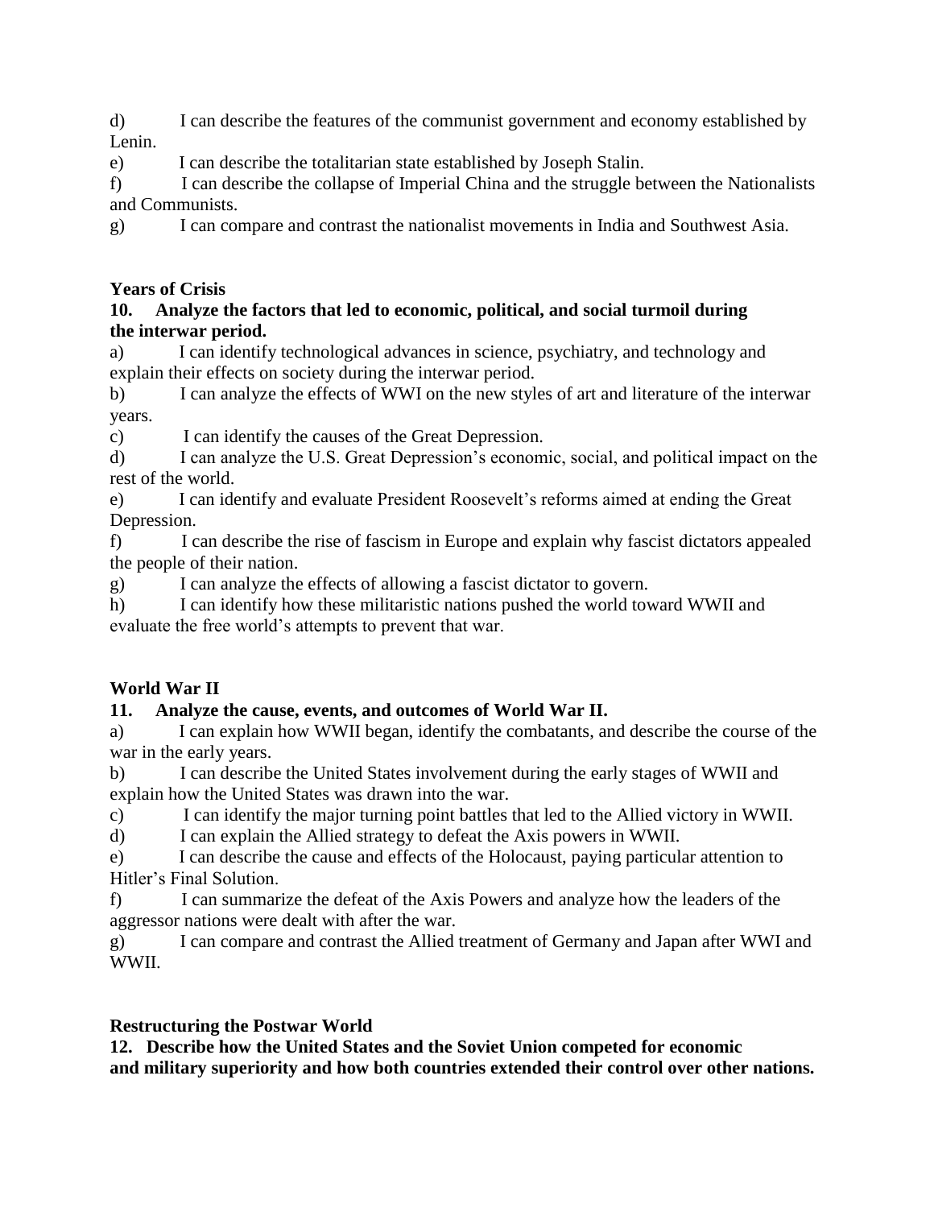d) I can describe the features of the communist government and economy established by Lenin.

e) I can describe the totalitarian state established by Joseph Stalin.

f) I can describe the collapse of Imperial China and the struggle between the Nationalists and Communists.

g) I can compare and contrast the nationalist movements in India and Southwest Asia.

**Years of Crisis**

**10. Analyze the factors that led to economic, political, and social turmoil during the interwar period.**

a) I can identify technological advances in science, psychiatry, and technology and explain their effects on society during the interwar period.

b) I can analyze the effects of WWI on the new styles of art and literature of the interwar years.

c) I can identify the causes of the Great Depression.

d) I can analyze the U.S. Great Depression's economic, social, and political impact on the rest of the world.

e) I can identify and evaluate President Roosevelt's reforms aimed at ending the Great Depression.

f) I can describe the rise of fascism in Europe and explain why fascist dictators appealed the people of their nation.

g) I can analyze the effects of allowing a fascist dictator to govern.

h) I can identify how these militaristic nations pushed the world toward WWII and evaluate the free world's attempts to prevent that war.

**World War II**

**11. Analyze the cause, events, and outcomes of World War II.**

a) I can explain how WWII began, identify the combatants, and describe the course of the war in the early years.

b) I can describe the United States involvement during the early stages of WWII and explain how the United States was drawn into the war.

c) I can identify the major turning point battles that led to the Allied victory in WWII.

d) I can explain the Allied strategy to defeat the Axis powers in WWII.

e) I can describe the cause and effects of the Holocaust, paying particular attention to Hitler's Final Solution.

f) I can summarize the defeat of the Axis Powers and analyze how the leaders of the aggressor nations were dealt with after the war.

g) I can compare and contrast the Allied treatment of Germany and Japan after WWI and WWII.

**Restructuring the Postwar World**

**12. Describe how the United States and the Soviet Union competed for economic and military superiority and how both countries extended their control over other nations.**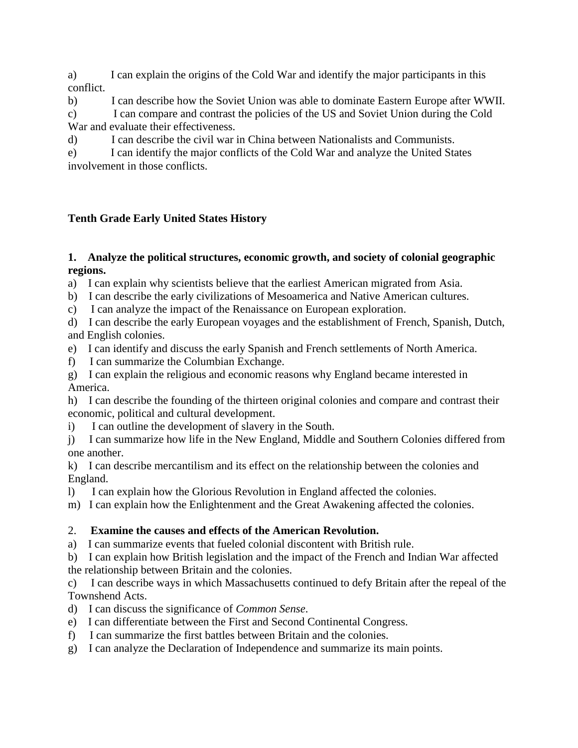a) I can explain the origins of the Cold War and identify the major participants in this conflict.

b) I can describe how the Soviet Union was able to dominate Eastern Europe after WWII.

c) I can compare and contrast the policies of the US and Soviet Union during the Cold War and evaluate their effectiveness.

d) I can describe the civil war in China between Nationalists and Communists.

e) I can identify the major conflicts of the Cold War and analyze the United States involvement in those conflicts.

**Tenth Grade Early United States History**

**1. Analyze the political structures, economic growth, and society of colonial geographic regions.**

a) I can explain why scientists believe that the earliest American migrated from Asia.

b) I can describe the early civilizations of Mesoamerica and Native American cultures.

c) I can analyze the impact of the Renaissance on European exploration.

d) I can describe the early European voyages and the establishment of French, Spanish, Dutch, and English colonies.

e) I can identify and discuss the early Spanish and French settlements of North America.

f) I can summarize the Columbian Exchange.

g) I can explain the religious and economic reasons why England became interested in America.

h) I can describe the founding of the thirteen original colonies and compare and contrast their economic, political and cultural development.

i) I can outline the development of slavery in the South.

j) I can summarize how life in the New England, Middle and Southern Colonies differed from one another.

k) I can describe mercantilism and its effect on the relationship between the colonies and England.

l) I can explain how the Glorious Revolution in England affected the colonies.

m) I can explain how the Enlightenment and the Great Awakening affected the colonies.

2. **Examine the causes and effects of the American Revolution.**

a) I can summarize events that fueled colonial discontent with British rule.

b) I can explain how British legislation and the impact of the French and Indian War affected the relationship between Britain and the colonies.

c) I can describe ways in which Massachusetts continued to defy Britain after the repeal of the Townshend Acts.

d) I can discuss the significance of *Common Sense*.

e) I can differentiate between the First and Second Continental Congress.

f) I can summarize the first battles between Britain and the colonies.

g) I can analyze the Declaration of Independence and summarize its main points.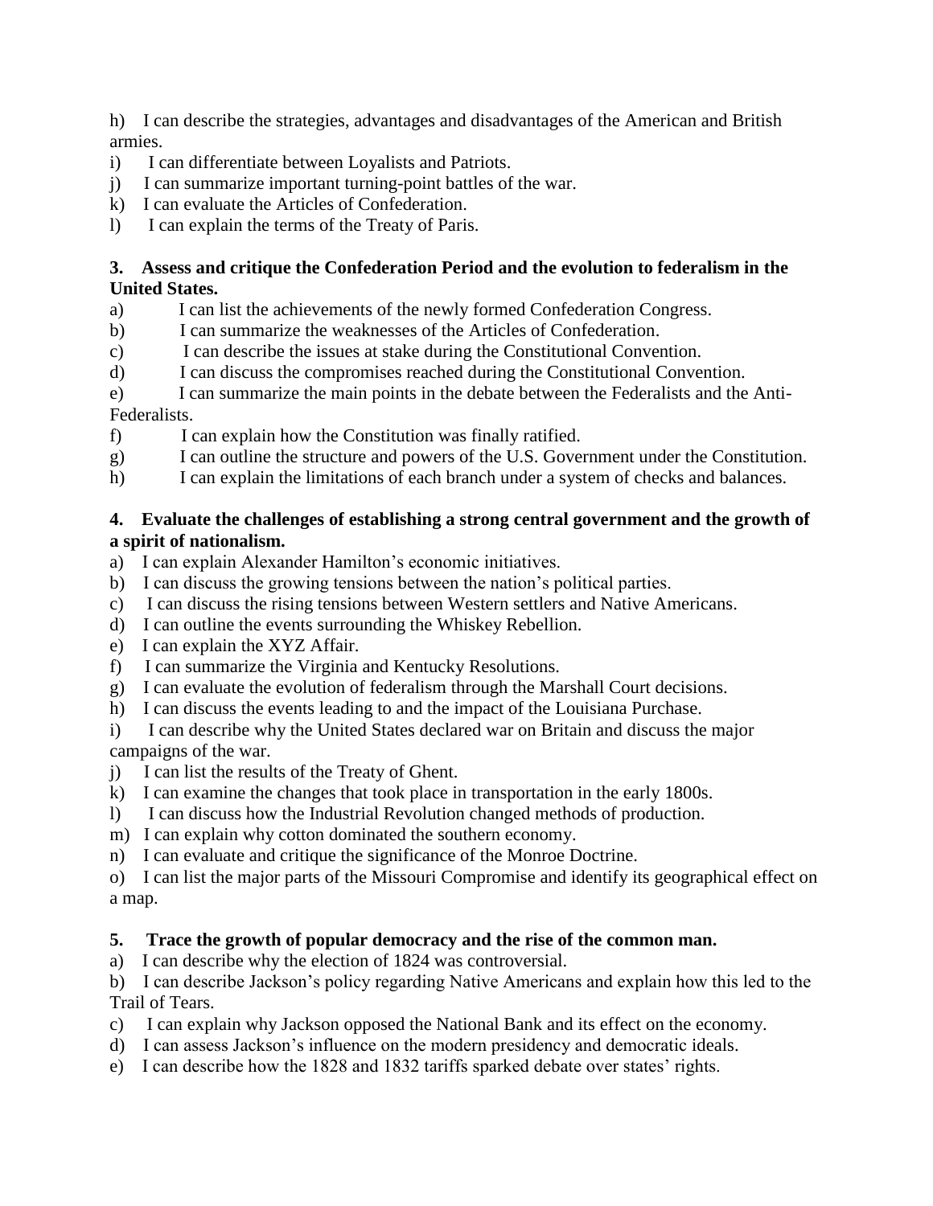h) I can describe the strategies, advantages and disadvantages of the American and British armies.
i) I can differentiate between Loyalists and Patriots.
j) I can summarize important turning-point battles of the war.
k) I can evaluate the Articles of Confederation.
l) I can explain the terms of the Treaty of Paris.

**3. Assess and critique the Confederation Period and the evolution to federalism in the United States.**

a) I can list the achievements of the newly formed Confederation Congress.
b) I can summarize the weaknesses of the Articles of Confederation.
c) I can describe the issues at stake during the Constitutional Convention.
d) I can discuss the compromises reached during the Constitutional Convention.
e) I can summarize the main points in the debate between the Federalists and the Anti-Federalists.
f) I can explain how the Constitution was finally ratified.
g) I can outline the structure and powers of the U.S. Government under the Constitution.
h) I can explain the limitations of each branch under a system of checks and balances.

**4. Evaluate the challenges of establishing a strong central government and the growth of a spirit of nationalism.**

a) I can explain Alexander Hamilton's economic initiatives.
b) I can discuss the growing tensions between the nation's political parties.
c) I can discuss the rising tensions between Western settlers and Native Americans.
d) I can outline the events surrounding the Whiskey Rebellion.
e) I can explain the XYZ Affair.
f) I can summarize the Virginia and Kentucky Resolutions.
g) I can evaluate the evolution of federalism through the Marshall Court decisions.
h) I can discuss the events leading to and the impact of the Louisiana Purchase.
i) I can describe why the United States declared war on Britain and discuss the major campaigns of the war.
j) I can list the results of the Treaty of Ghent.
k) I can examine the changes that took place in transportation in the early 1800s.
l) I can discuss how the Industrial Revolution changed methods of production.
m) I can explain why cotton dominated the southern economy.
n) I can evaluate and critique the significance of the Monroe Doctrine.
o) I can list the major parts of the Missouri Compromise and identify its geographical effect on a map.

**5. Trace the growth of popular democracy and the rise of the common man.**

a) I can describe why the election of 1824 was controversial.
b) I can describe Jackson's policy regarding Native Americans and explain how this led to the Trail of Tears.
c) I can explain why Jackson opposed the National Bank and its effect on the economy.
d) I can assess Jackson's influence on the modern presidency and democratic ideals.
e) I can describe how the 1828 and 1832 tariffs sparked debate over states' rights.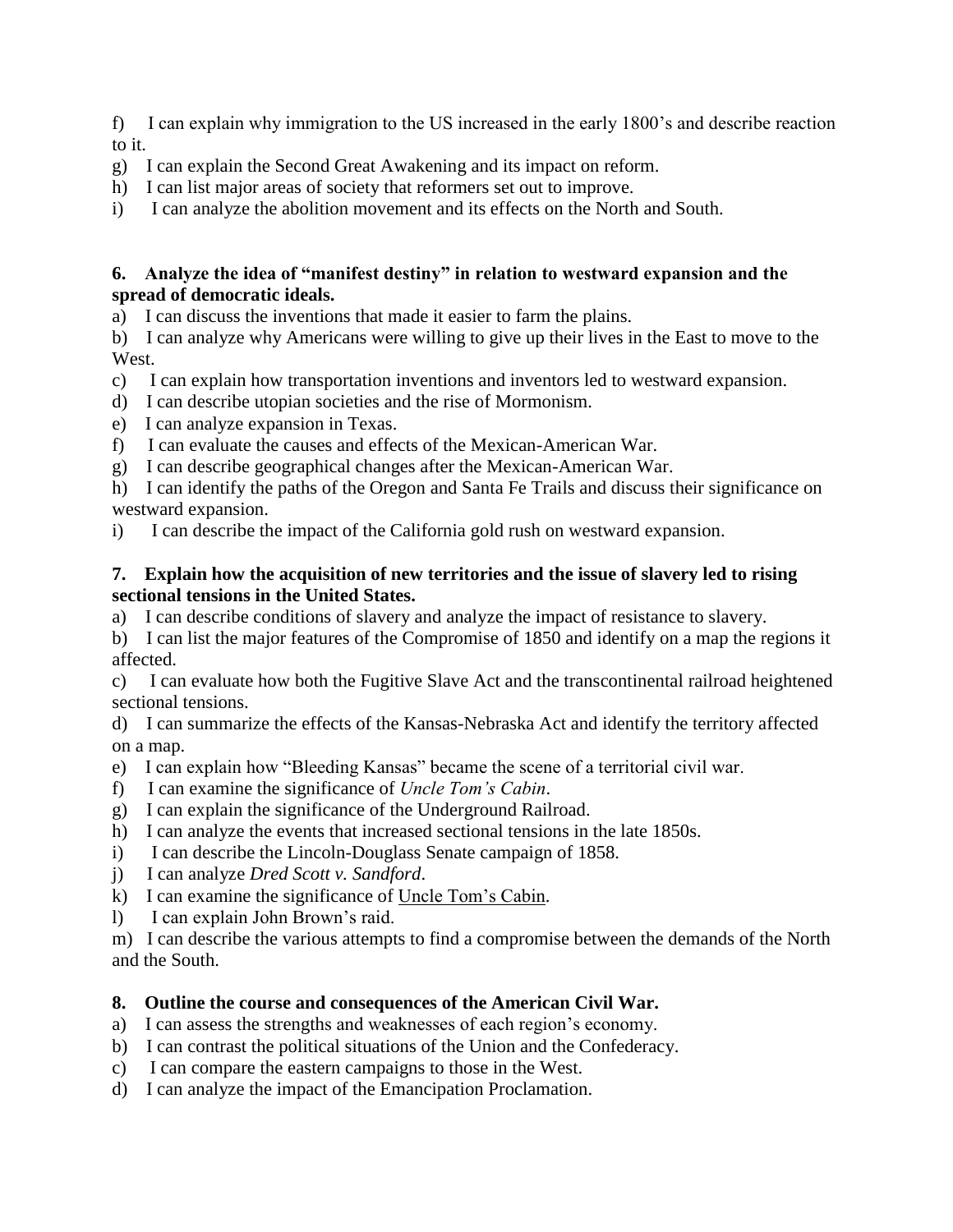f) I can explain why immigration to the US increased in the early 1800's and describe reaction to it.
g) I can explain the Second Great Awakening and its impact on reform.
h) I can list major areas of society that reformers set out to improve.
i) I can analyze the abolition movement and its effects on the North and South.

**6. Analyze the idea of "manifest destiny" in relation to westward expansion and the spread of democratic ideals.**

a) I can discuss the inventions that made it easier to farm the plains.
b) I can analyze why Americans were willing to give up their lives in the East to move to the West.
c) I can explain how transportation inventions and inventors led to westward expansion.
d) I can describe utopian societies and the rise of Mormonism.
e) I can analyze expansion in Texas.
f) I can evaluate the causes and effects of the Mexican-American War.
g) I can describe geographical changes after the Mexican-American War.
h) I can identify the paths of the Oregon and Santa Fe Trails and discuss their significance on westward expansion.
i) I can describe the impact of the California gold rush on westward expansion.

**7. Explain how the acquisition of new territories and the issue of slavery led to rising sectional tensions in the United States.**

a) I can describe conditions of slavery and analyze the impact of resistance to slavery.
b) I can list the major features of the Compromise of 1850 and identify on a map the regions it affected.
c) I can evaluate how both the Fugitive Slave Act and the transcontinental railroad heightened sectional tensions.
d) I can summarize the effects of the Kansas-Nebraska Act and identify the territory affected on a map.
e) I can explain how "Bleeding Kansas" became the scene of a territorial civil war.
f) I can examine the significance of *Uncle Tom's Cabin*.
g) I can explain the significance of the Underground Railroad.
h) I can analyze the events that increased sectional tensions in the late 1850s.
i) I can describe the Lincoln-Douglass Senate campaign of 1858.
j) I can analyze *Dred Scott v. Sandford*.
k) I can examine the significance of Uncle Tom's Cabin.
l) I can explain John Brown's raid.
m) I can describe the various attempts to find a compromise between the demands of the North and the South.

**8. Outline the course and consequences of the American Civil War.**

a) I can assess the strengths and weaknesses of each region's economy.
b) I can contrast the political situations of the Union and the Confederacy.
c) I can compare the eastern campaigns to those in the West.
d) I can analyze the impact of the Emancipation Proclamation.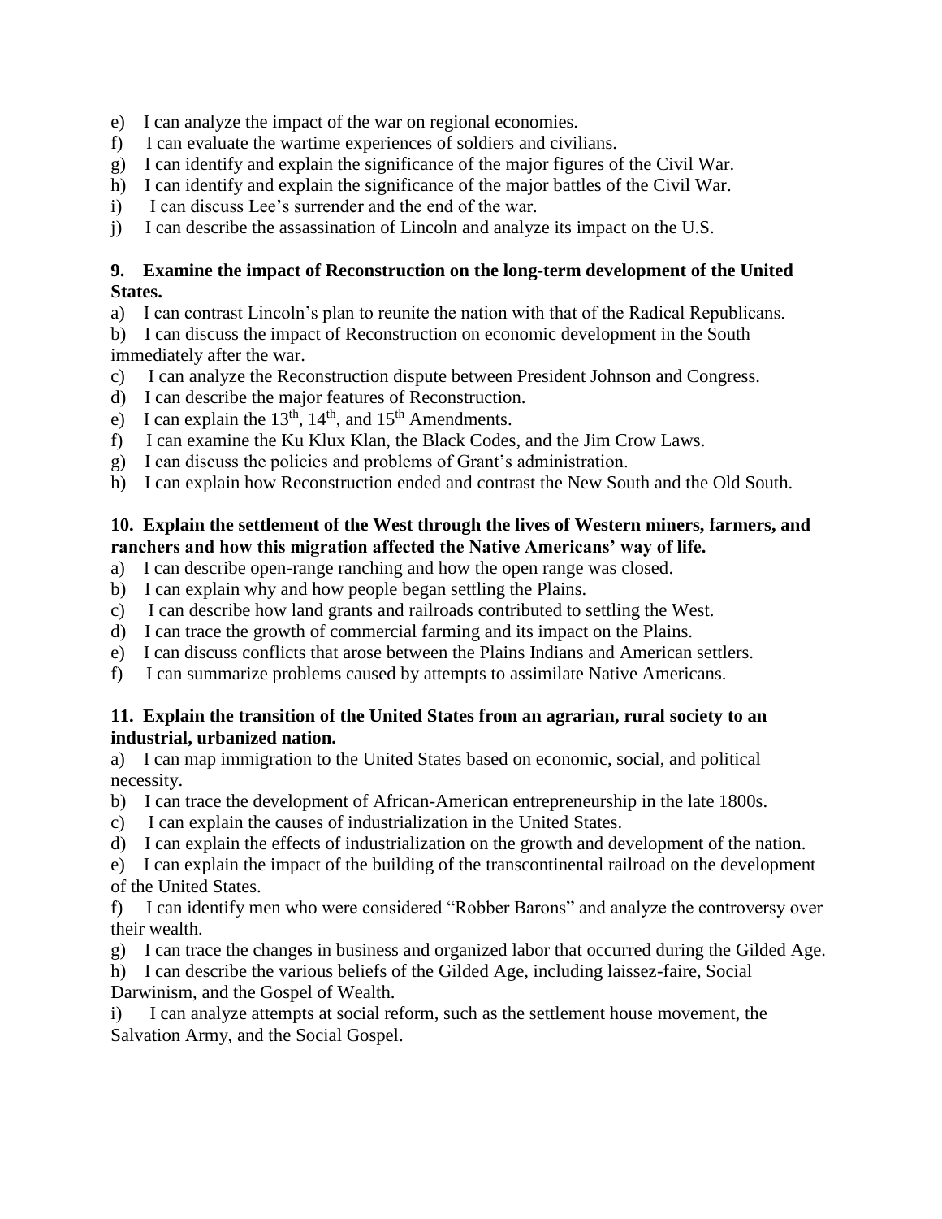e) I can analyze the impact of the war on regional economies.
f) I can evaluate the wartime experiences of soldiers and civilians.
g) I can identify and explain the significance of the major figures of the Civil War.
h) I can identify and explain the significance of the major battles of the Civil War.
i) I can discuss Lee's surrender and the end of the war.
j) I can describe the assassination of Lincoln and analyze its impact on the U.S.

**9. Examine the impact of Reconstruction on the long-term development of the United States.**

a) I can contrast Lincoln's plan to reunite the nation with that of the Radical Republicans.
b) I can discuss the impact of Reconstruction on economic development in the South immediately after the war.
c) I can analyze the Reconstruction dispute between President Johnson and Congress.
d) I can describe the major features of Reconstruction.
e) I can explain the 13th, 14th, and 15th Amendments.
f) I can examine the Ku Klux Klan, the Black Codes, and the Jim Crow Laws.
g) I can discuss the policies and problems of Grant's administration.
h) I can explain how Reconstruction ended and contrast the New South and the Old South.

**10. Explain the settlement of the West through the lives of Western miners, farmers, and ranchers and how this migration affected the Native Americans' way of life.**

a) I can describe open-range ranching and how the open range was closed.
b) I can explain why and how people began settling the Plains.
c) I can describe how land grants and railroads contributed to settling the West.
d) I can trace the growth of commercial farming and its impact on the Plains.
e) I can discuss conflicts that arose between the Plains Indians and American settlers.
f) I can summarize problems caused by attempts to assimilate Native Americans.

**11. Explain the transition of the United States from an agrarian, rural society to an industrial, urbanized nation.**

a) I can map immigration to the United States based on economic, social, and political necessity.
b) I can trace the development of African-American entrepreneurship in the late 1800s.
c) I can explain the causes of industrialization in the United States.
d) I can explain the effects of industrialization on the growth and development of the nation.
e) I can explain the impact of the building of the transcontinental railroad on the development of the United States.
f) I can identify men who were considered "Robber Barons" and analyze the controversy over their wealth.
g) I can trace the changes in business and organized labor that occurred during the Gilded Age.
h) I can describe the various beliefs of the Gilded Age, including laissez-faire, Social Darwinism, and the Gospel of Wealth.
i) I can analyze attempts at social reform, such as the settlement house movement, the Salvation Army, and the Social Gospel.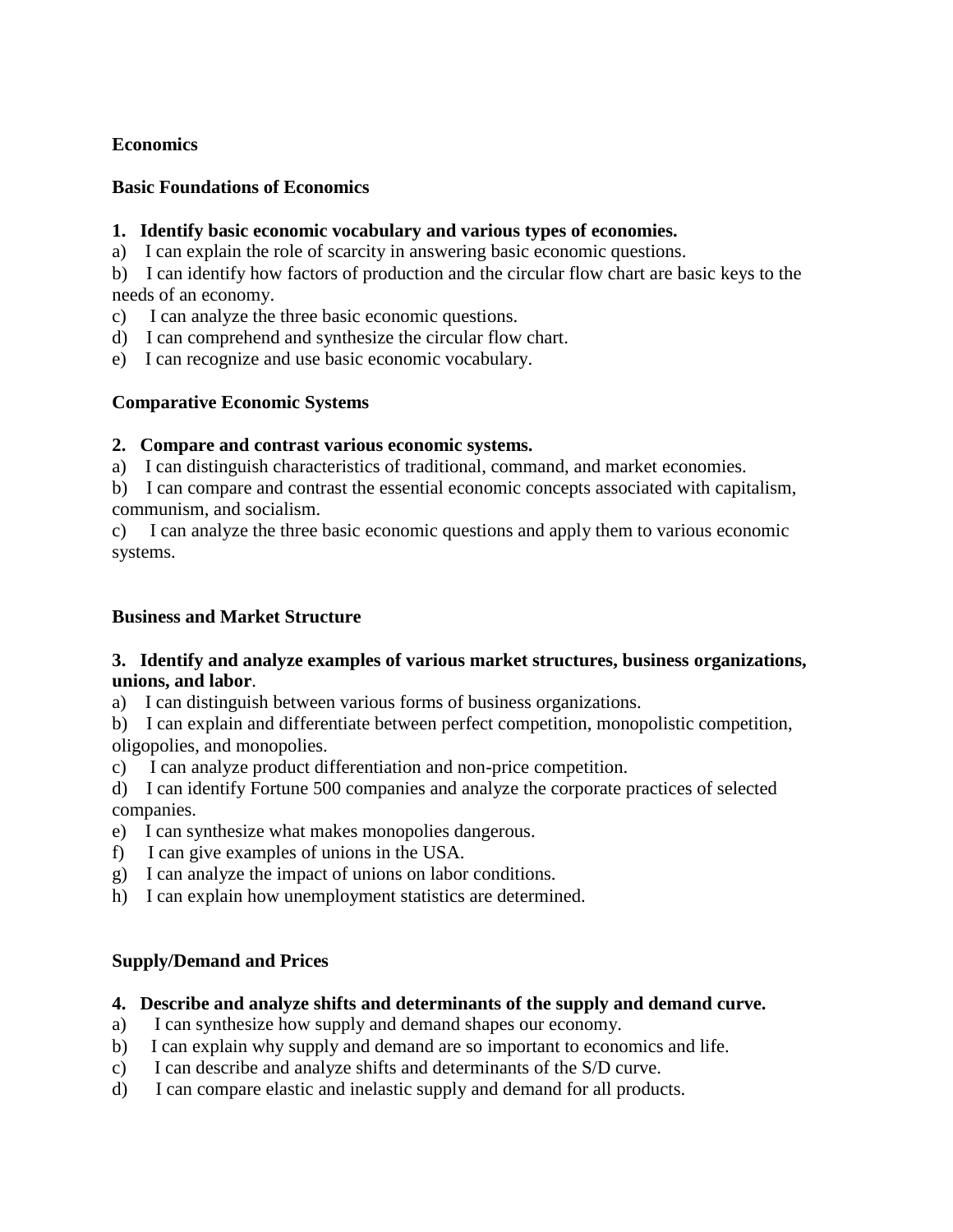**Economics**

**Basic Foundations of Economics**

**1. Identify basic economic vocabulary and various types of economies.**

a) I can explain the role of scarcity in answering basic economic questions.

b) I can identify how factors of production and the circular flow chart are basic keys to the needs of an economy.

c) I can analyze the three basic economic questions.

d) I can comprehend and synthesize the circular flow chart.

e) I can recognize and use basic economic vocabulary.

**Comparative Economic Systems**

**2. Compare and contrast various economic systems.**

a) I can distinguish characteristics of traditional, command, and market economies.

b) I can compare and contrast the essential economic concepts associated with capitalism, communism, and socialism.

c) I can analyze the three basic economic questions and apply them to various economic systems.

**Business and Market Structure**

**3. Identify and analyze examples of various market structures, business organizations, unions, and labor**.

a) I can distinguish between various forms of business organizations.

b) I can explain and differentiate between perfect competition, monopolistic competition, oligopolies, and monopolies.

c) I can analyze product differentiation and non-price competition.

d) I can identify Fortune 500 companies and analyze the corporate practices of selected companies.

e) I can synthesize what makes monopolies dangerous.

f) I can give examples of unions in the USA.

g) I can analyze the impact of unions on labor conditions.

h) I can explain how unemployment statistics are determined.

**Supply/Demand and Prices**

**4. Describe and analyze shifts and determinants of the supply and demand curve.**

a) I can synthesize how supply and demand shapes our economy.

b) I can explain why supply and demand are so important to economics and life.

c) I can describe and analyze shifts and determinants of the S/D curve.

d) I can compare elastic and inelastic supply and demand for all products.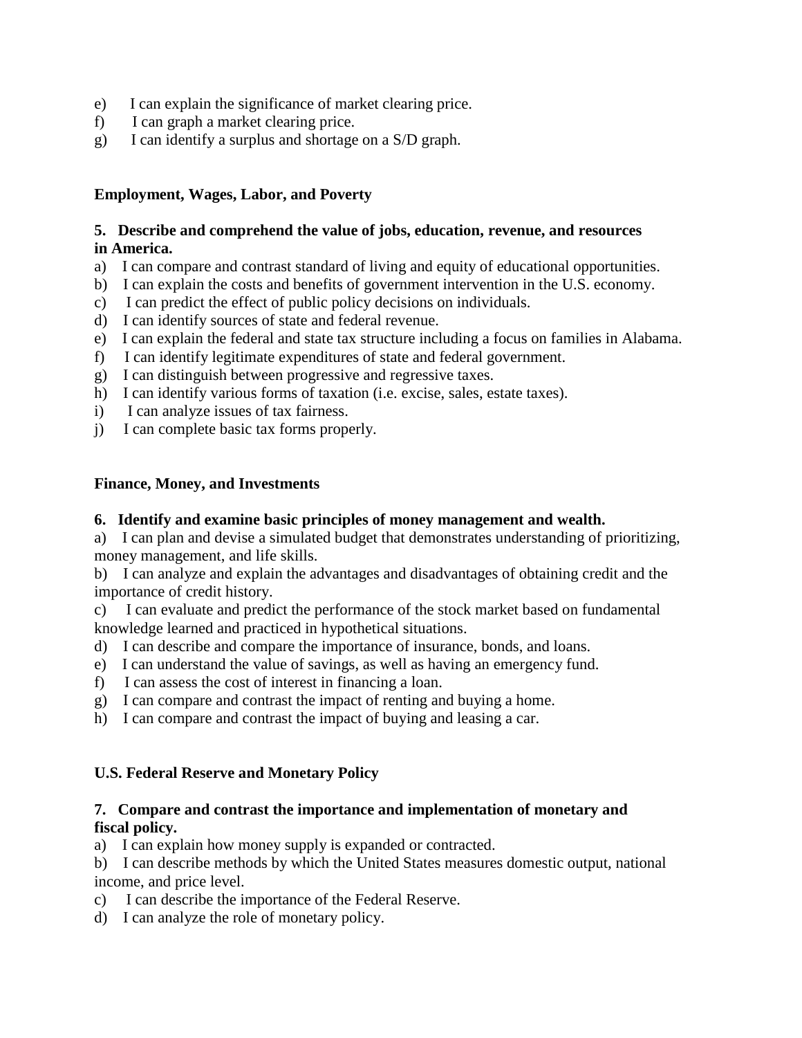e) I can explain the significance of market clearing price.
f) I can graph a market clearing price.
g) I can identify a surplus and shortage on a S/D graph.

**Employment, Wages, Labor, and Poverty**

**5. Describe and comprehend the value of jobs, education, revenue, and resources in America.**

a) I can compare and contrast standard of living and equity of educational opportunities.
b) I can explain the costs and benefits of government intervention in the U.S. economy.
c) I can predict the effect of public policy decisions on individuals.
d) I can identify sources of state and federal revenue.
e) I can explain the federal and state tax structure including a focus on families in Alabama.
f) I can identify legitimate expenditures of state and federal government.
g) I can distinguish between progressive and regressive taxes.
h) I can identify various forms of taxation (i.e. excise, sales, estate taxes).
i) I can analyze issues of tax fairness.
j) I can complete basic tax forms properly.

**Finance, Money, and Investments**

**6. Identify and examine basic principles of money management and wealth.**

a) I can plan and devise a simulated budget that demonstrates understanding of prioritizing, money management, and life skills.
b) I can analyze and explain the advantages and disadvantages of obtaining credit and the importance of credit history.
c) I can evaluate and predict the performance of the stock market based on fundamental knowledge learned and practiced in hypothetical situations.
d) I can describe and compare the importance of insurance, bonds, and loans.
e) I can understand the value of savings, as well as having an emergency fund.
f) I can assess the cost of interest in financing a loan.
g) I can compare and contrast the impact of renting and buying a home.
h) I can compare and contrast the impact of buying and leasing a car.

**U.S. Federal Reserve and Monetary Policy**

**7. Compare and contrast the importance and implementation of monetary and fiscal policy.**

a) I can explain how money supply is expanded or contracted.
b) I can describe methods by which the United States measures domestic output, national income, and price level.
c) I can describe the importance of the Federal Reserve.
d) I can analyze the role of monetary policy.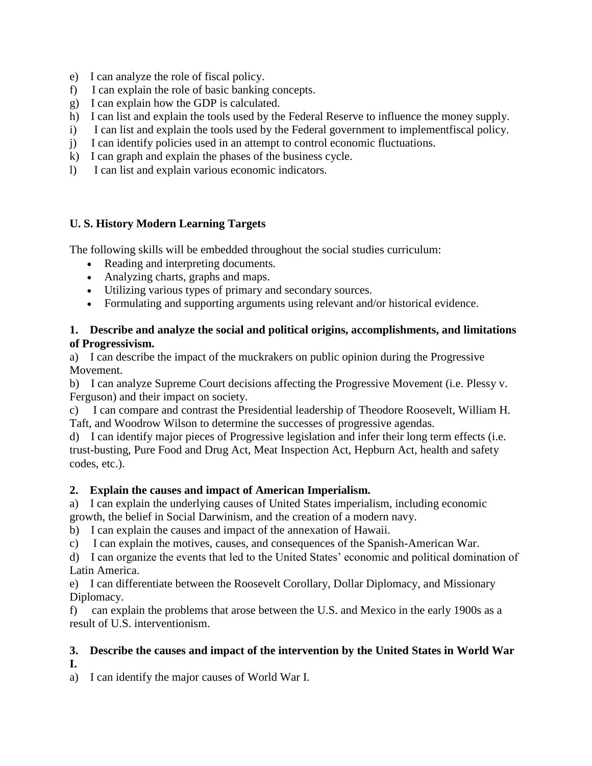e) I can analyze the role of fiscal policy.
f) I can explain the role of basic banking concepts.
g) I can explain how the GDP is calculated.
h) I can list and explain the tools used by the Federal Reserve to influence the money supply.
i) I can list and explain the tools used by the Federal government to implementfiscal policy.
j) I can identify policies used in an attempt to control economic fluctuations.
k) I can graph and explain the phases of the business cycle.
l) I can list and explain various economic indicators.

**U. S. History Modern Learning Targets**

The following skills will be embedded throughout the social studies curriculum:

- Reading and interpreting documents.
- Analyzing charts, graphs and maps.
- Utilizing various types of primary and secondary sources.
- Formulating and supporting arguments using relevant and/or historical evidence.

**1. Describe and analyze the social and political origins, accomplishments, and limitations of Progressivism.**

a) I can describe the impact of the muckrakers on public opinion during the Progressive Movement.
b) I can analyze Supreme Court decisions affecting the Progressive Movement (i.e. Plessy v. Ferguson) and their impact on society.
c) I can compare and contrast the Presidential leadership of Theodore Roosevelt, William H. Taft, and Woodrow Wilson to determine the successes of progressive agendas.
d) I can identify major pieces of Progressive legislation and infer their long term effects (i.e. trust-busting, Pure Food and Drug Act, Meat Inspection Act, Hepburn Act, health and safety codes, etc.).

**2. Explain the causes and impact of American Imperialism.**

a) I can explain the underlying causes of United States imperialism, including economic growth, the belief in Social Darwinism, and the creation of a modern navy.
b) I can explain the causes and impact of the annexation of Hawaii.
c) I can explain the motives, causes, and consequences of the Spanish-American War.
d) I can organize the events that led to the United States' economic and political domination of Latin America.
e) I can differentiate between the Roosevelt Corollary, Dollar Diplomacy, and Missionary Diplomacy.
f) can explain the problems that arose between the U.S. and Mexico in the early 1900s as a result of U.S. interventionism.

**3. Describe the causes and impact of the intervention by the United States in World War I.**

a) I can identify the major causes of World War I.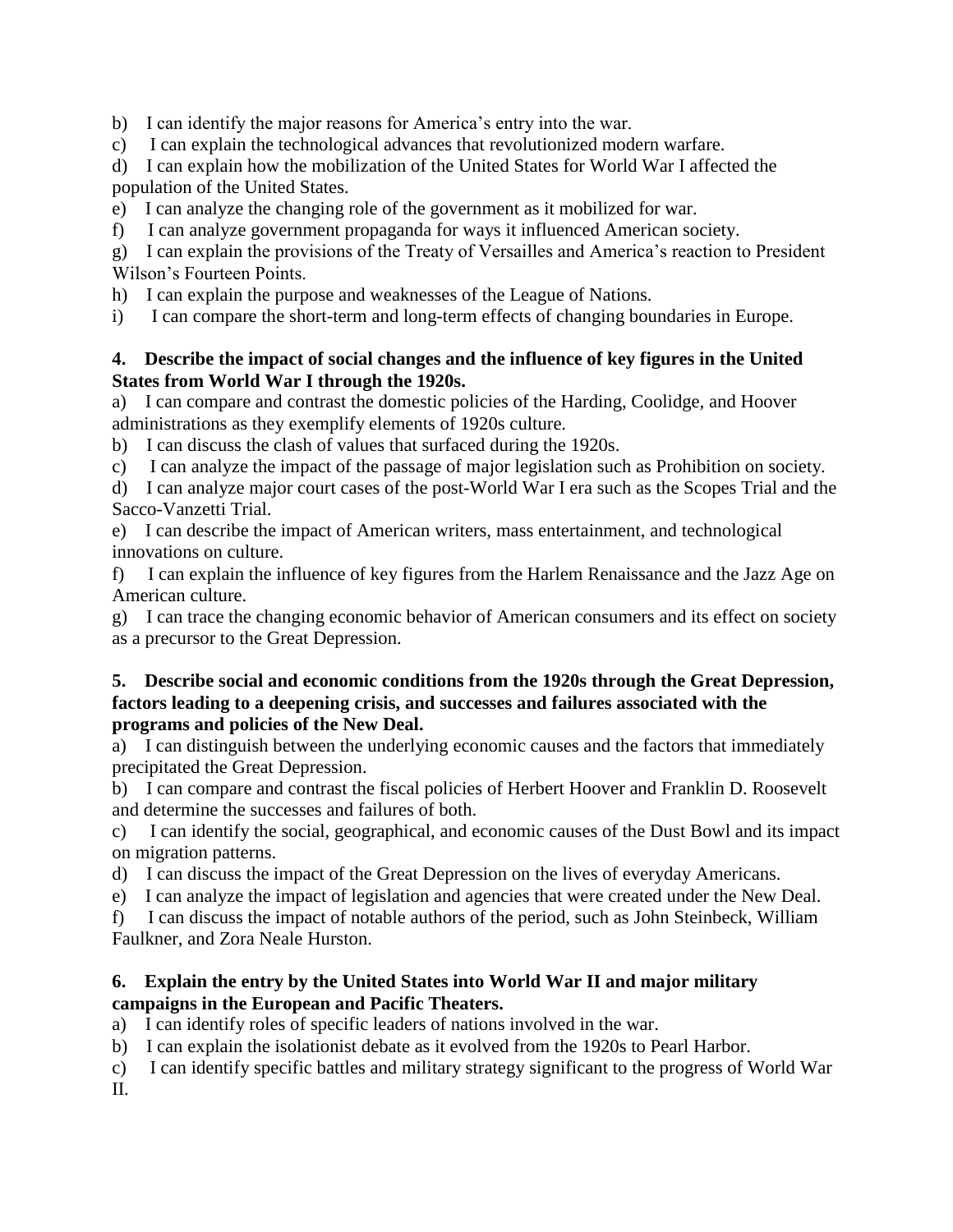b) I can identify the major reasons for America's entry into the war.

c) I can explain the technological advances that revolutionized modern warfare.

d) I can explain how the mobilization of the United States for World War I affected the population of the United States.

e) I can analyze the changing role of the government as it mobilized for war.

f) I can analyze government propaganda for ways it influenced American society.

g) I can explain the provisions of the Treaty of Versailles and America's reaction to President Wilson's Fourteen Points.

h) I can explain the purpose and weaknesses of the League of Nations.

i) I can compare the short-term and long-term effects of changing boundaries in Europe.

**4. Describe the impact of social changes and the influence of key figures in the United States from World War I through the 1920s.**

a) I can compare and contrast the domestic policies of the Harding, Coolidge, and Hoover administrations as they exemplify elements of 1920s culture.

b) I can discuss the clash of values that surfaced during the 1920s.

c) I can analyze the impact of the passage of major legislation such as Prohibition on society.

d) I can analyze major court cases of the post-World War I era such as the Scopes Trial and the Sacco-Vanzetti Trial.

e) I can describe the impact of American writers, mass entertainment, and technological innovations on culture.

f) I can explain the influence of key figures from the Harlem Renaissance and the Jazz Age on American culture.

g) I can trace the changing economic behavior of American consumers and its effect on society as a precursor to the Great Depression.

**5. Describe social and economic conditions from the 1920s through the Great Depression, factors leading to a deepening crisis, and successes and failures associated with the programs and policies of the New Deal.**

a) I can distinguish between the underlying economic causes and the factors that immediately precipitated the Great Depression.

b) I can compare and contrast the fiscal policies of Herbert Hoover and Franklin D. Roosevelt and determine the successes and failures of both.

c) I can identify the social, geographical, and economic causes of the Dust Bowl and its impact on migration patterns.

d) I can discuss the impact of the Great Depression on the lives of everyday Americans.

e) I can analyze the impact of legislation and agencies that were created under the New Deal.

f) I can discuss the impact of notable authors of the period, such as John Steinbeck, William Faulkner, and Zora Neale Hurston.

**6. Explain the entry by the United States into World War II and major military campaigns in the European and Pacific Theaters.**

a) I can identify roles of specific leaders of nations involved in the war.

b) I can explain the isolationist debate as it evolved from the 1920s to Pearl Harbor.

c) I can identify specific battles and military strategy significant to the progress of World War II.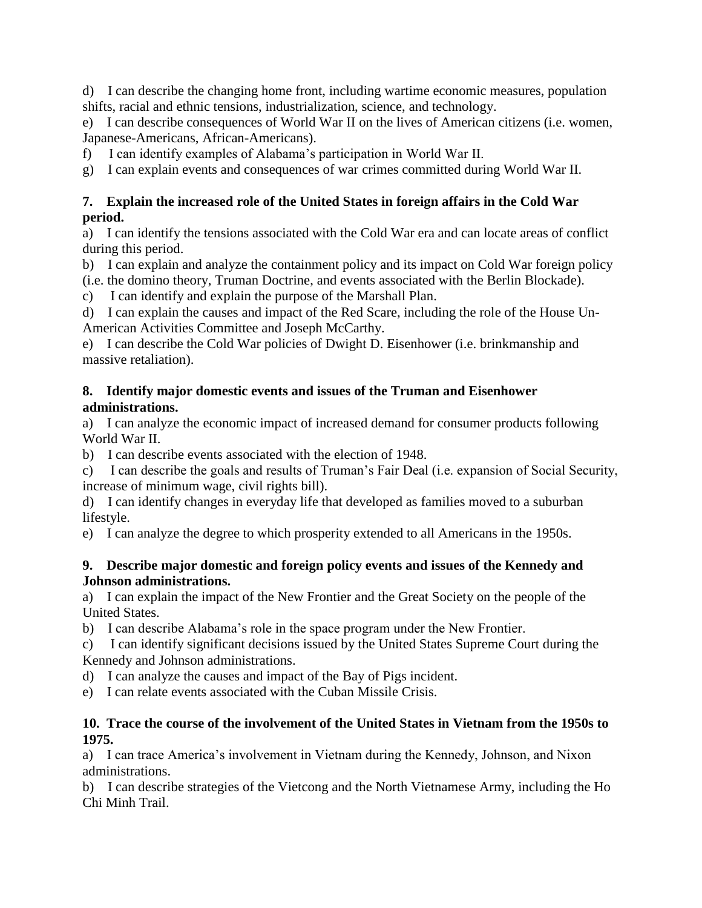d) I can describe the changing home front, including wartime economic measures, population shifts, racial and ethnic tensions, industrialization, science, and technology.
e) I can describe consequences of World War II on the lives of American citizens (i.e. women, Japanese-Americans, African-Americans).
f) I can identify examples of Alabama's participation in World War II.
g) I can explain events and consequences of war crimes committed during World War II.

**7. Explain the increased role of the United States in foreign affairs in the Cold War period.**
a) I can identify the tensions associated with the Cold War era and can locate areas of conflict during this period.
b) I can explain and analyze the containment policy and its impact on Cold War foreign policy (i.e. the domino theory, Truman Doctrine, and events associated with the Berlin Blockade).
c) I can identify and explain the purpose of the Marshall Plan.
d) I can explain the causes and impact of the Red Scare, including the role of the House Un-American Activities Committee and Joseph McCarthy.
e) I can describe the Cold War policies of Dwight D. Eisenhower (i.e. brinkmanship and massive retaliation).

**8. Identify major domestic events and issues of the Truman and Eisenhower administrations.**
a) I can analyze the economic impact of increased demand for consumer products following World War II.
b) I can describe events associated with the election of 1948.
c) I can describe the goals and results of Truman's Fair Deal (i.e. expansion of Social Security, increase of minimum wage, civil rights bill).
d) I can identify changes in everyday life that developed as families moved to a suburban lifestyle.
e) I can analyze the degree to which prosperity extended to all Americans in the 1950s.

**9. Describe major domestic and foreign policy events and issues of the Kennedy and Johnson administrations.**
a) I can explain the impact of the New Frontier and the Great Society on the people of the United States.
b) I can describe Alabama's role in the space program under the New Frontier.
c) I can identify significant decisions issued by the United States Supreme Court during the Kennedy and Johnson administrations.
d) I can analyze the causes and impact of the Bay of Pigs incident.
e) I can relate events associated with the Cuban Missile Crisis.

**10. Trace the course of the involvement of the United States in Vietnam from the 1950s to 1975.**
a) I can trace America's involvement in Vietnam during the Kennedy, Johnson, and Nixon administrations.
b) I can describe strategies of the Vietcong and the North Vietnamese Army, including the Ho Chi Minh Trail.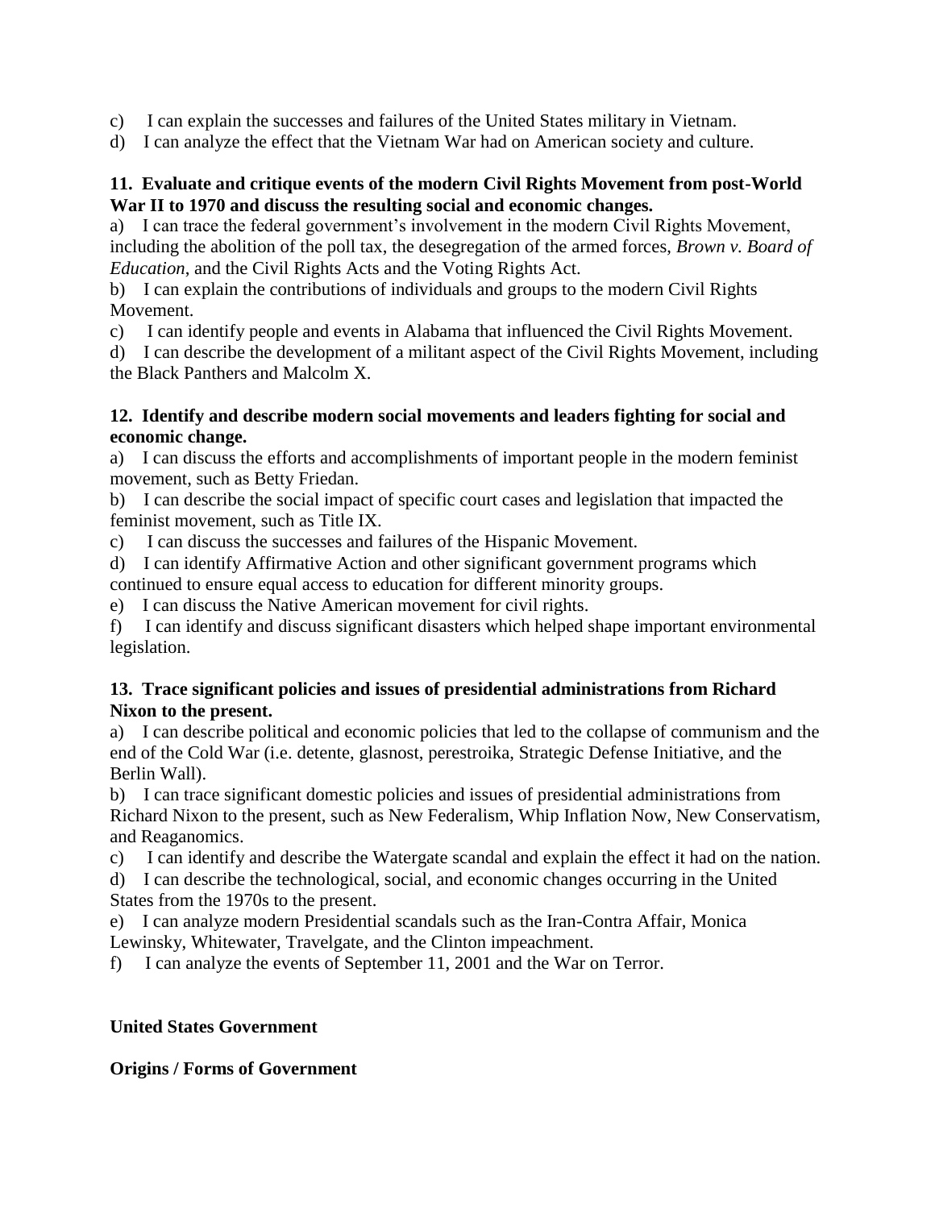c) I can explain the successes and failures of the United States military in Vietnam.

d) I can analyze the effect that the Vietnam War had on American society and culture.

**11. Evaluate and critique events of the modern Civil Rights Movement from post-World War II to 1970 and discuss the resulting social and economic changes.**

a) I can trace the federal government's involvement in the modern Civil Rights Movement, including the abolition of the poll tax, the desegregation of the armed forces, *Brown v. Board of Education*, and the Civil Rights Acts and the Voting Rights Act.

b) I can explain the contributions of individuals and groups to the modern Civil Rights Movement.

c) I can identify people and events in Alabama that influenced the Civil Rights Movement.

d) I can describe the development of a militant aspect of the Civil Rights Movement, including the Black Panthers and Malcolm X.

**12. Identify and describe modern social movements and leaders fighting for social and economic change.**

a) I can discuss the efforts and accomplishments of important people in the modern feminist movement, such as Betty Friedan.

b) I can describe the social impact of specific court cases and legislation that impacted the feminist movement, such as Title IX.

c) I can discuss the successes and failures of the Hispanic Movement.

d) I can identify Affirmative Action and other significant government programs which continued to ensure equal access to education for different minority groups.

e) I can discuss the Native American movement for civil rights.

f) I can identify and discuss significant disasters which helped shape important environmental legislation.

**13. Trace significant policies and issues of presidential administrations from Richard Nixon to the present.**

a) I can describe political and economic policies that led to the collapse of communism and the end of the Cold War (i.e. detente, glasnost, perestroika, Strategic Defense Initiative, and the Berlin Wall).

b) I can trace significant domestic policies and issues of presidential administrations from Richard Nixon to the present, such as New Federalism, Whip Inflation Now, New Conservatism, and Reaganomics.

c) I can identify and describe the Watergate scandal and explain the effect it had on the nation.

d) I can describe the technological, social, and economic changes occurring in the United States from the 1970s to the present.

e) I can analyze modern Presidential scandals such as the Iran-Contra Affair, Monica Lewinsky, Whitewater, Travelgate, and the Clinton impeachment.

f) I can analyze the events of September 11, 2001 and the War on Terror.

**United States Government**

**Origins / Forms of Government**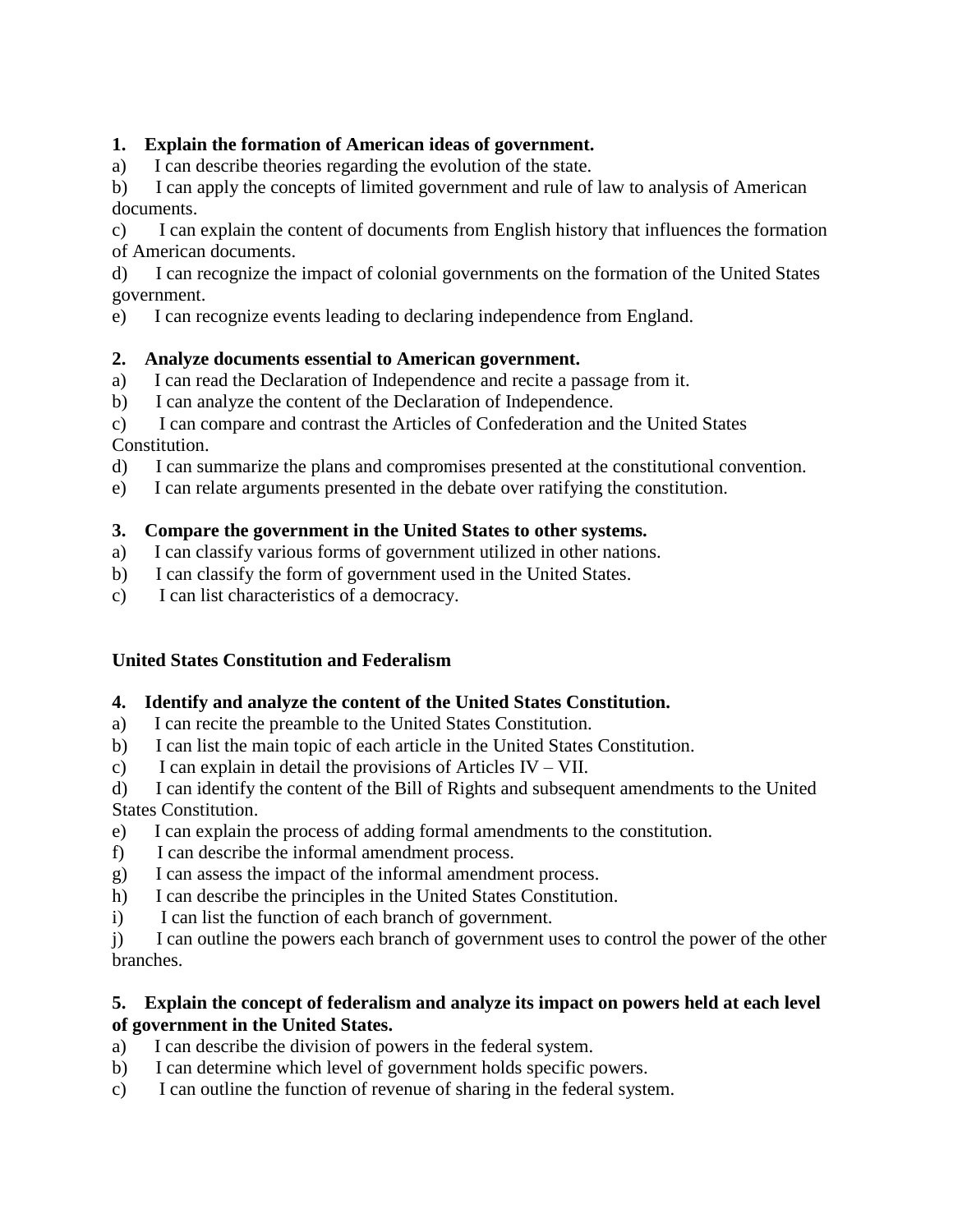**1. Explain the formation of American ideas of government.**

a) I can describe theories regarding the evolution of the state.

b) I can apply the concepts of limited government and rule of law to analysis of American documents.

c) I can explain the content of documents from English history that influences the formation of American documents.

d) I can recognize the impact of colonial governments on the formation of the United States government.

e) I can recognize events leading to declaring independence from England.

**2. Analyze documents essential to American government.**

a) I can read the Declaration of Independence and recite a passage from it.

b) I can analyze the content of the Declaration of Independence.

c) I can compare and contrast the Articles of Confederation and the United States Constitution.

d) I can summarize the plans and compromises presented at the constitutional convention.

e) I can relate arguments presented in the debate over ratifying the constitution.

**3. Compare the government in the United States to other systems.**

a) I can classify various forms of government utilized in other nations.

b) I can classify the form of government used in the United States.

c) I can list characteristics of a democracy.

**United States Constitution and Federalism**

**4. Identify and analyze the content of the United States Constitution.**

a) I can recite the preamble to the United States Constitution.

b) I can list the main topic of each article in the United States Constitution.

c) I can explain in detail the provisions of Articles IV – VII.

d) I can identify the content of the Bill of Rights and subsequent amendments to the United States Constitution.

e) I can explain the process of adding formal amendments to the constitution.

f) I can describe the informal amendment process.

g) I can assess the impact of the informal amendment process.

h) I can describe the principles in the United States Constitution.

i) I can list the function of each branch of government.

j) I can outline the powers each branch of government uses to control the power of the other branches.

**5. Explain the concept of federalism and analyze its impact on powers held at each level of government in the United States.**

a) I can describe the division of powers in the federal system.

b) I can determine which level of government holds specific powers.

c) I can outline the function of revenue of sharing in the federal system.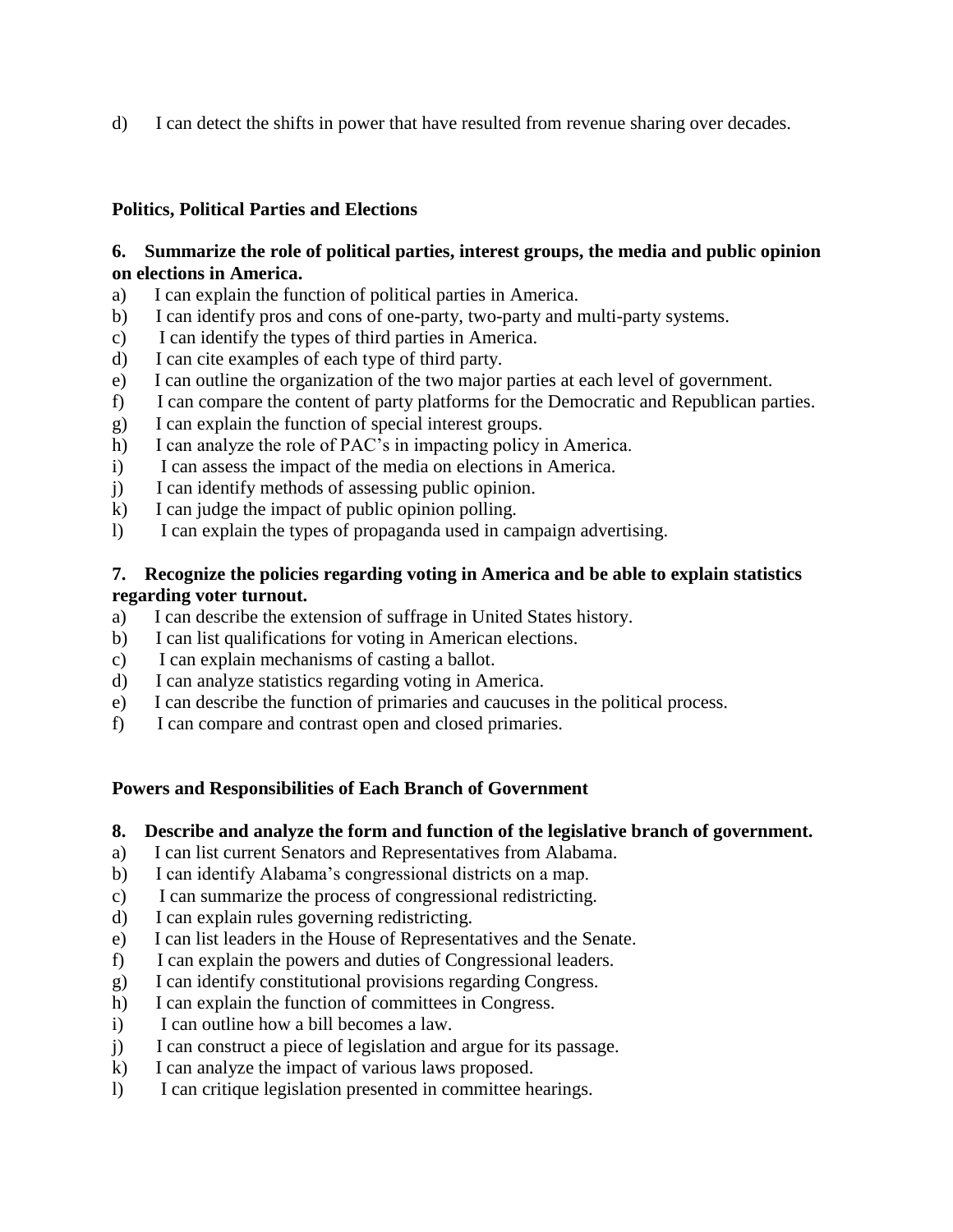d) I can detect the shifts in power that have resulted from revenue sharing over decades.

**Politics, Political Parties and Elections**

**6. Summarize the role of political parties, interest groups, the media and public opinion on elections in America.**

a) I can explain the function of political parties in America.
b) I can identify pros and cons of one-party, two-party and multi-party systems.
c) I can identify the types of third parties in America.
d) I can cite examples of each type of third party.
e) I can outline the organization of the two major parties at each level of government.
f) I can compare the content of party platforms for the Democratic and Republican parties.
g) I can explain the function of special interest groups.
h) I can analyze the role of PAC's in impacting policy in America.
i) I can assess the impact of the media on elections in America.
j) I can identify methods of assessing public opinion.
k) I can judge the impact of public opinion polling.
l) I can explain the types of propaganda used in campaign advertising.

**7. Recognize the policies regarding voting in America and be able to explain statistics regarding voter turnout.**

a) I can describe the extension of suffrage in United States history.
b) I can list qualifications for voting in American elections.
c) I can explain mechanisms of casting a ballot.
d) I can analyze statistics regarding voting in America.
e) I can describe the function of primaries and caucuses in the political process.
f) I can compare and contrast open and closed primaries.

**Powers and Responsibilities of Each Branch of Government**

**8. Describe and analyze the form and function of the legislative branch of government.**

a) I can list current Senators and Representatives from Alabama.
b) I can identify Alabama's congressional districts on a map.
c) I can summarize the process of congressional redistricting.
d) I can explain rules governing redistricting.
e) I can list leaders in the House of Representatives and the Senate.
f) I can explain the powers and duties of Congressional leaders.
g) I can identify constitutional provisions regarding Congress.
h) I can explain the function of committees in Congress.
i) I can outline how a bill becomes a law.
j) I can construct a piece of legislation and argue for its passage.
k) I can analyze the impact of various laws proposed.
l) I can critique legislation presented in committee hearings.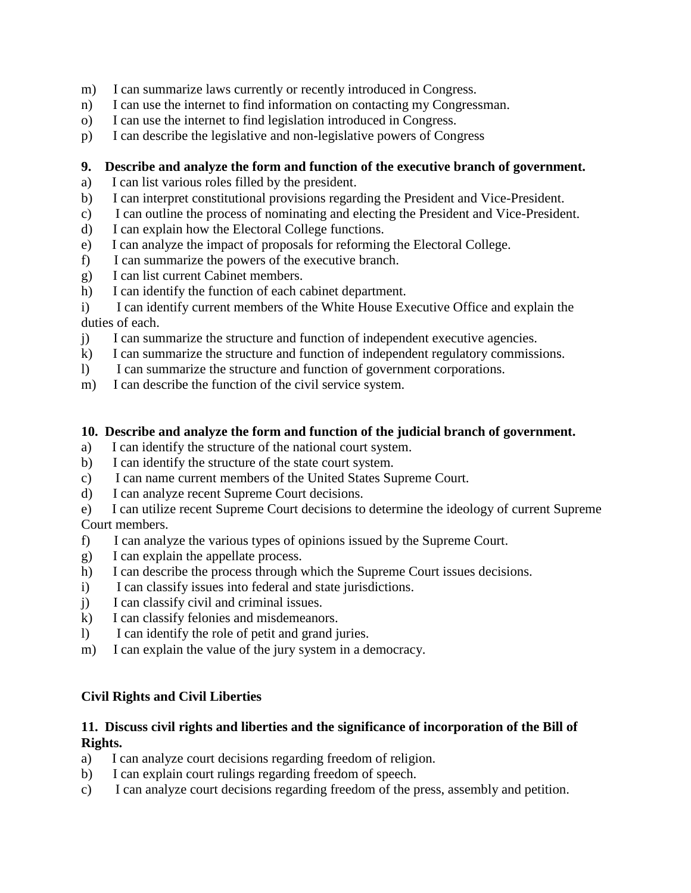m) I can summarize laws currently or recently introduced in Congress.
n) I can use the internet to find information on contacting my Congressman.
o) I can use the internet to find legislation introduced in Congress.
p) I can describe the legislative and non-legislative powers of Congress

**9. Describe and analyze the form and function of the executive branch of government.**

a) I can list various roles filled by the president.
b) I can interpret constitutional provisions regarding the President and Vice-President.
c) I can outline the process of nominating and electing the President and Vice-President.
d) I can explain how the Electoral College functions.
e) I can analyze the impact of proposals for reforming the Electoral College.
f) I can summarize the powers of the executive branch.
g) I can list current Cabinet members.
h) I can identify the function of each cabinet department.
i) I can identify current members of the White House Executive Office and explain the duties of each.
j) I can summarize the structure and function of independent executive agencies.
k) I can summarize the structure and function of independent regulatory commissions.
l) I can summarize the structure and function of government corporations.
m) I can describe the function of the civil service system.

**10. Describe and analyze the form and function of the judicial branch of government.**

a) I can identify the structure of the national court system.
b) I can identify the structure of the state court system.
c) I can name current members of the United States Supreme Court.
d) I can analyze recent Supreme Court decisions.
e) I can utilize recent Supreme Court decisions to determine the ideology of current Supreme Court members.
f) I can analyze the various types of opinions issued by the Supreme Court.
g) I can explain the appellate process.
h) I can describe the process through which the Supreme Court issues decisions.
i) I can classify issues into federal and state jurisdictions.
j) I can classify civil and criminal issues.
k) I can classify felonies and misdemeanors.
l) I can identify the role of petit and grand juries.
m) I can explain the value of the jury system in a democracy.

**Civil Rights and Civil Liberties**

**11. Discuss civil rights and liberties and the significance of incorporation of the Bill of Rights.**

a) I can analyze court decisions regarding freedom of religion.
b) I can explain court rulings regarding freedom of speech.
c) I can analyze court decisions regarding freedom of the press, assembly and petition.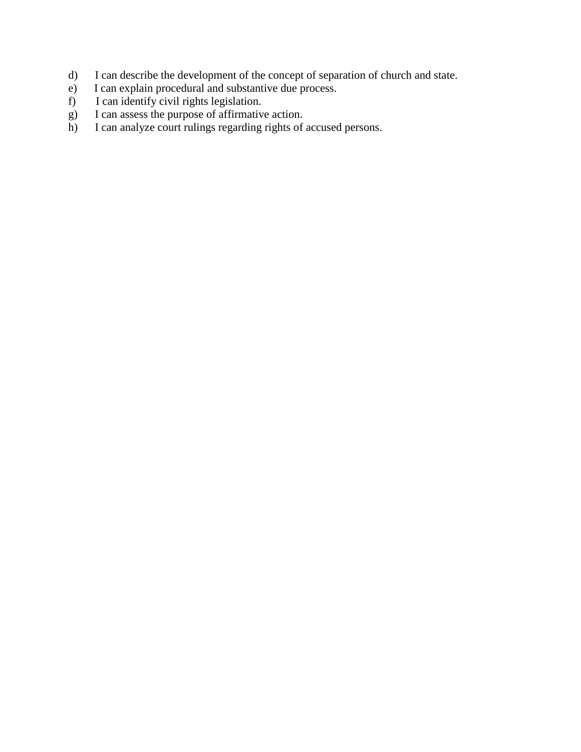d) I can describe the development of the concept of separation of church and state.
e) I can explain procedural and substantive due process.
f) I can identify civil rights legislation.
g) I can assess the purpose of affirmative action.
h) I can analyze court rulings regarding rights of accused persons.